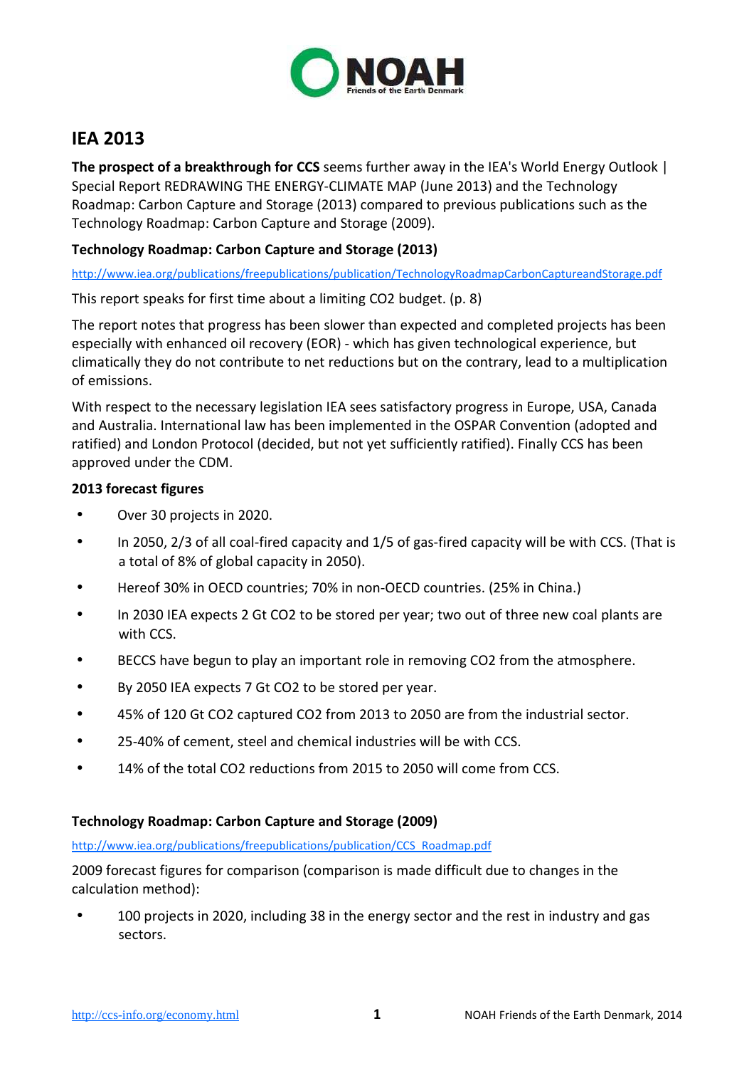# IEA 2013

**The prospect of a breakthrough for CCS** seems further away in the IEA's World Energy Outlook | Special Report REDRAWING THE ENERGY-CLIMATE MAP (June 2013) and the Technology Roadmap: Carbon Capture and Storage (2013) compared to previous publications such as the Technology Roadmap: Carbon Capture and Storage (2009).

### Technology Roadmap: Carbon Capture and Storage (2013)

http://www.iea.org/publications/freepublications/publication/TechnologyRoadmapCarbonCaptureandStorage.pdf

This report speaks for first time about a limiting $CO_2$ budget. (p. 8)

The report notes that progress has been slower than expected and completed projects has been especially with enhanced oil recovery (EOR) - which has given technological experience, but climatically they do not contribute to net reductions but on the contrary, lead to a multiplication of emissions.

With respect to the necessary legislation IEA sees satisfactory progress in Europe, USA, Canada and Australia. International law has been implemented in the OSPAR Convention (adopted and ratified) and London Protocol (decided, but not yet sufficiently ratified). Finally CCS has been approved under the CDM.

#### 2013 forecast figures

- Over 30 projects in 2020.
- In 2050, 2/3 of all coal-fired capacity and 1/5 of gas-fired capacity will be with CCS. (That is a total of 8% of global capacity in 2050).
- Hereof 30% in OECD countries; 70% in non-OECD countries. (25% in China.)
- In 2030 IEA expects 2 Gt $CO_2$ to be stored per year; two out of three new coal plants are with CCS.
- BECCS have begun to play an important role in removing $CO_2$ from the atmosphere.
- By 2050 IEA expects 7 Gt $CO_2$ to be stored per year.
- 45% of 120 Gt $CO_2$ captured $CO_2$ from 2013 to 2050 are from the industrial sector.
- 25-40% of cement, steel and chemical industries will be with CCS.
- 14% of the total $CO_2$ reductions from 2015 to 2050 will come from CCS.

### Technology Roadmap: Carbon Capture and Storage (2009)

http://www.iea.org/publications/freepublications/publication/CCS_Roadmap.pdf

2009 forecast figures for comparison (comparison is made difficult due to changes in the calculation method):

- 100 projects in 2020, including 38 in the energy sector and the rest in industry and gas sectors.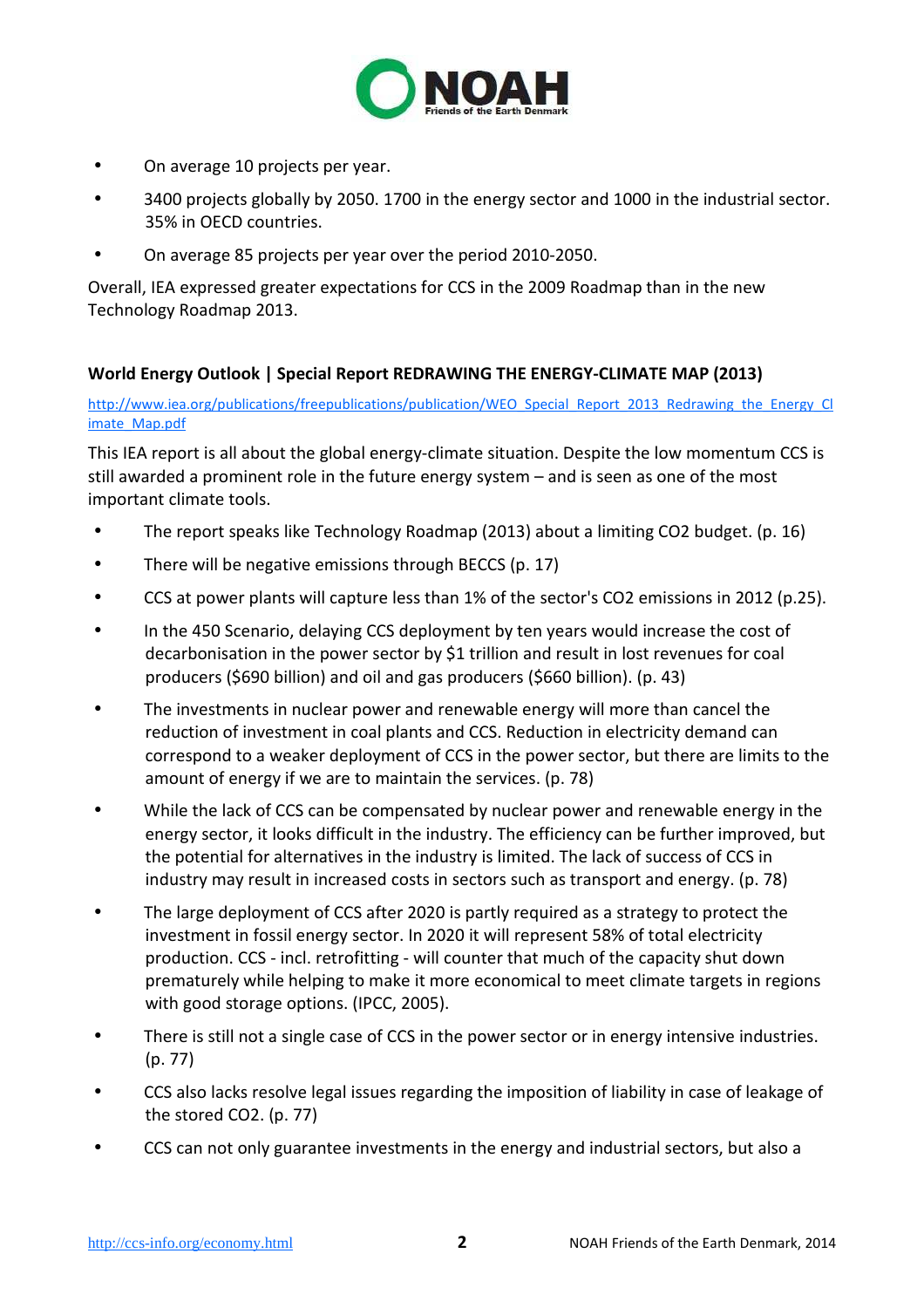- On average 10 projects per year.
- 3400 projects globally by 2050. 1700 in the energy sector and 1000 in the industrial sector. 35% in OECD countries.
- On average 85 projects per year over the period 2010-2050.

Overall, IEA expressed greater expectations for CCS in the 2009 Roadmap than in the new Technology Roadmap 2013.

**World Energy Outlook | Special Report REDRAWING THE ENERGY-CLIMATE MAP (2013)**

http://www.iea.org/publications/freepublications/publication/WEO_Special_Report_2013_Redrawing_the_Energy_Climate_Map.pdf

This IEA report is all about the global energy-climate situation. Despite the low momentum CCS is still awarded a prominent role in the future energy system – and is seen as one of the most important climate tools.

- The report speaks like Technology Roadmap (2013) about a limiting CO2 budget. (p. 16)
- There will be negative emissions through BECCS (p. 17)
- CCS at power plants will capture less than 1% of the sector's CO2 emissions in 2012 (p.25).
- In the 450 Scenario, delaying CCS deployment by ten years would increase the cost of decarbonisation in the power sector by $1 trillion and result in lost revenues for coal producers ($690 billion) and oil and gas producers ($660 billion). (p. 43)
- The investments in nuclear power and renewable energy will more than cancel the reduction of investment in coal plants and CCS. Reduction in electricity demand can correspond to a weaker deployment of CCS in the power sector, but there are limits to the amount of energy if we are to maintain the services. (p. 78)
- While the lack of CCS can be compensated by nuclear power and renewable energy in the energy sector, it looks difficult in the industry. The efficiency can be further improved, but the potential for alternatives in the industry is limited. The lack of success of CCS in industry may result in increased costs in sectors such as transport and energy. (p. 78)
- The large deployment of CCS after 2020 is partly required as a strategy to protect the investment in fossil energy sector. In 2020 it will represent 58% of total electricity production. CCS - incl. retrofitting - will counter that much of the capacity shut down prematurely while helping to make it more economical to meet climate targets in regions with good storage options. (IPCC, 2005).
- There is still not a single case of CCS in the power sector or in energy intensive industries. (p. 77)
- CCS also lacks resolve legal issues regarding the imposition of liability in case of leakage of the stored CO2. (p. 77)
- CCS can not only guarantee investments in the energy and industrial sectors, but also a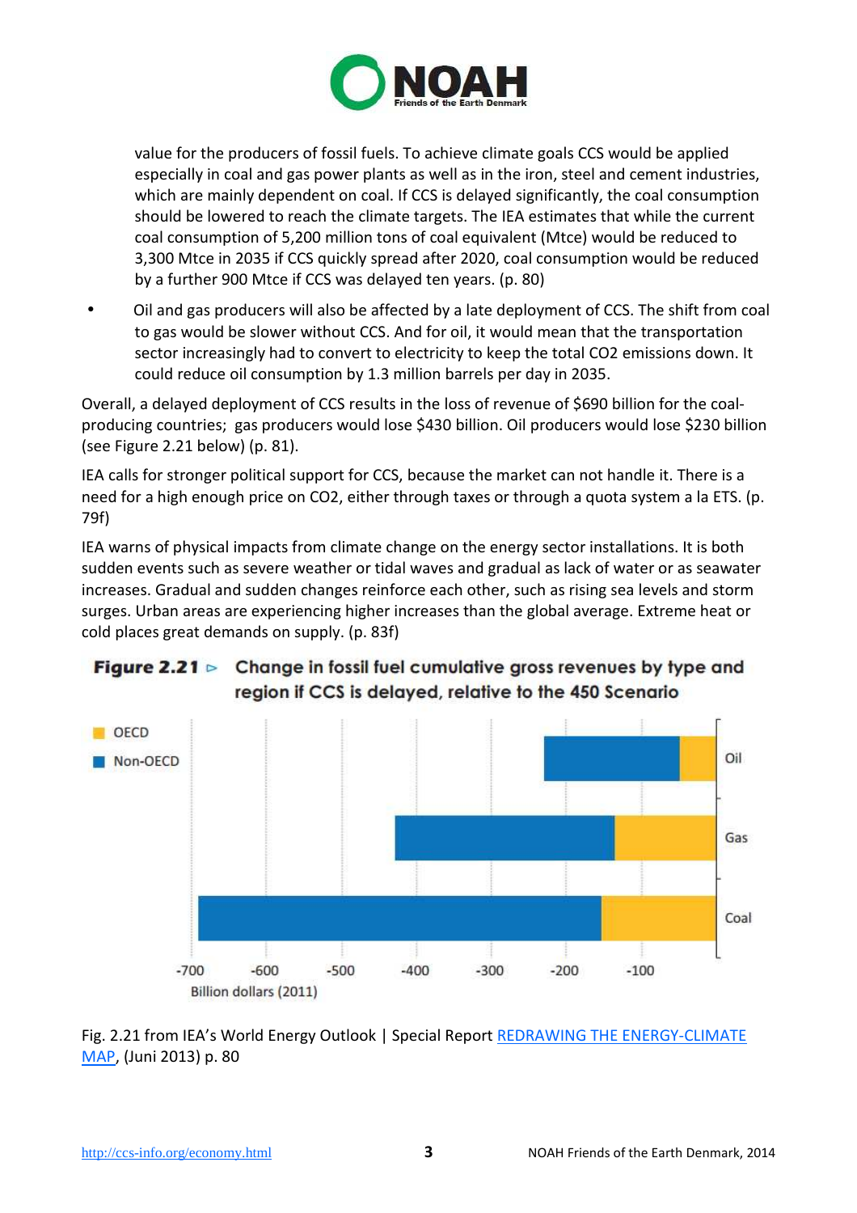value for the producers of fossil fuels. To achieve climate goals CCS would be applied especially in coal and gas power plants as well as in the iron, steel and cement industries, which are mainly dependent on coal. If CCS is delayed significantly, the coal consumption should be lowered to reach the climate targets. The IEA estimates that while the current coal consumption of 5,200 million tons of coal equivalent (Mtce) would be reduced to 3,300 Mtce in 2035 if CCS quickly spread after 2020, coal consumption would be reduced by a further 900 Mtce if CCS was delayed ten years. (p. 80)

- Oil and gas producers will also be affected by a late deployment of CCS. The shift from coal to gas would be slower without CCS. And for oil, it would mean that the transportation sector increasingly had to convert to electricity to keep the total $CO_2$ emissions down. It could reduce oil consumption by 1.3 million barrels per day in 2035.

Overall, a delayed deployment of CCS results in the loss of revenue of $690 billion for the coal-producing countries; gas producers would lose $430 billion. Oil producers would lose $230 billion (see Figure 2.21 below) (p. 81).

IEA calls for stronger political support for CCS, because the market can not handle it. There is a need for a high enough price on $CO_2$, either through taxes or through a quota system a la ETS. (p. 79f)

IEA warns of physical impacts from climate change on the energy sector installations. It is both sudden events such as severe weather or tidal waves and gradual as lack of water or as seawater increases. Gradual and sudden changes reinforce each other, such as rising sea levels and storm surges. Urban areas are experiencing higher increases than the global average. Extreme heat or cold places great demands on supply. (p. 83f)

**Figure 2.21 ▻ Change in fossil fuel cumulative gross revenues by type and region if CCS is delayed, relative to the 450 Scenario**

OECD
Non-OECD
Oil
Gas
Coal
-700 -600 -500 -400 -300 -200 -100
Billion dollars (2011)

Fig. 2.21 from IEA's World Energy Outlook | Special Report [REDRAWING THE ENERGY-CLIMATE MAP](), (Juni 2013) p. 80